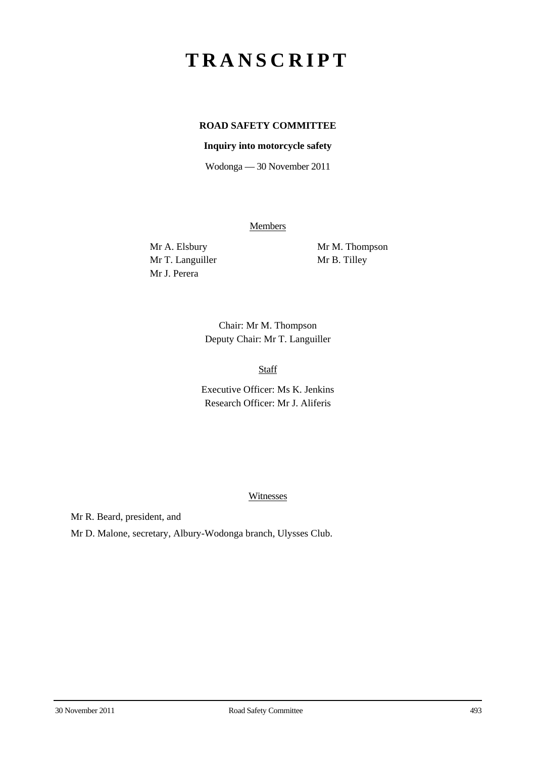# TRANSCRIPT

**ROAD SAFETY COMMITTEE**

**Inquiry into motorcycle safety**

Wodonga — 30 November 2011

Members

Mr A. Elsbury
Mr T. Languiller
Mr J. Perera
Mr M. Thompson
Mr B. Tilley

Chair: Mr M. Thompson
Deputy Chair: Mr T. Languiller

Staff

Executive Officer: Ms K. Jenkins
Research Officer: Mr J. Aliferis

Witnesses

Mr R. Beard, president, and

Mr D. Malone, secretary, Albury-Wodonga branch, Ulysses Club.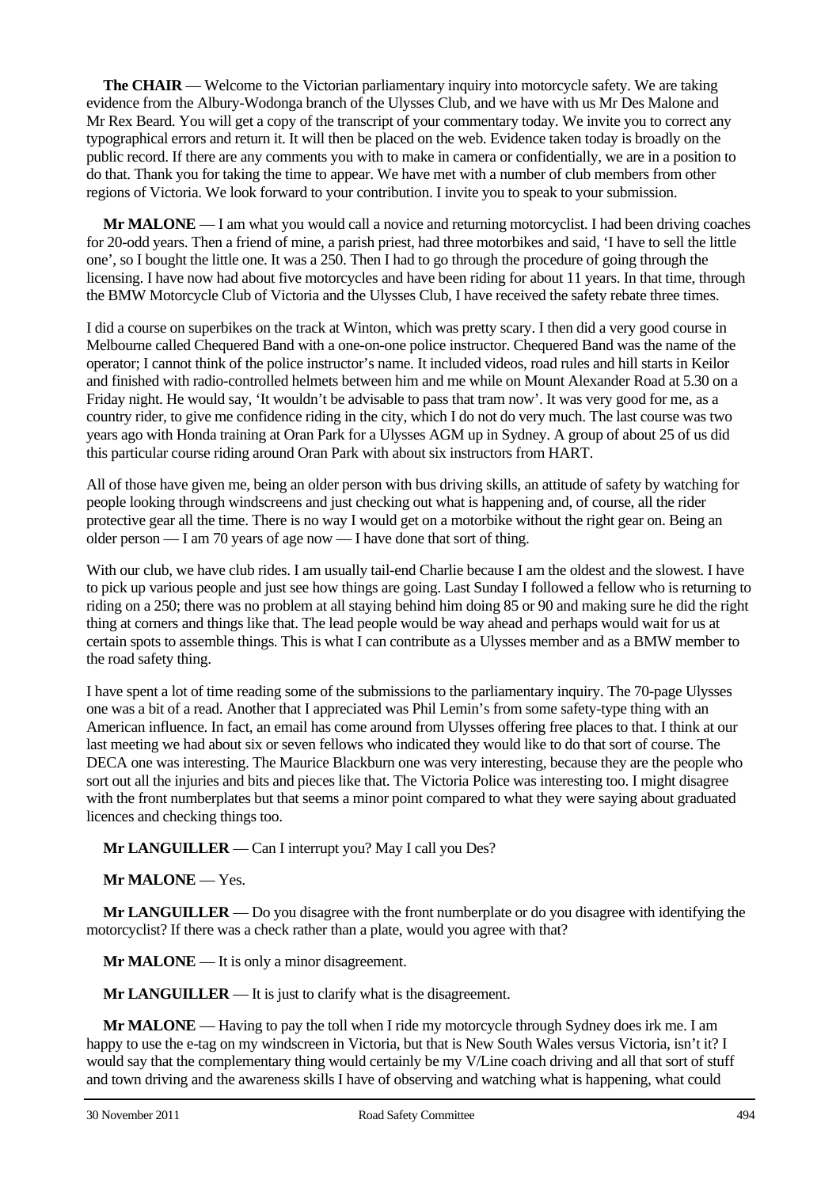**The CHAIR** — Welcome to the Victorian parliamentary inquiry into motorcycle safety. We are taking evidence from the Albury-Wodonga branch of the Ulysses Club, and we have with us Mr Des Malone and Mr Rex Beard. You will get a copy of the transcript of your commentary today. We invite you to correct any typographical errors and return it. It will then be placed on the web. Evidence taken today is broadly on the public record. If there are any comments you with to make in camera or confidentially, we are in a position to do that. Thank you for taking the time to appear. We have met with a number of club members from other regions of Victoria. We look forward to your contribution. I invite you to speak to your submission.

**Mr MALONE** — I am what you would call a novice and returning motorcyclist. I had been driving coaches for 20-odd years. Then a friend of mine, a parish priest, had three motorbikes and said, 'I have to sell the little one', so I bought the little one. It was a 250. Then I had to go through the procedure of going through the licensing. I have now had about five motorcycles and have been riding for about 11 years. In that time, through the BMW Motorcycle Club of Victoria and the Ulysses Club, I have received the safety rebate three times.

I did a course on superbikes on the track at Winton, which was pretty scary. I then did a very good course in Melbourne called Chequered Band with a one-on-one police instructor. Chequered Band was the name of the operator; I cannot think of the police instructor's name. It included videos, road rules and hill starts in Keilor and finished with radio-controlled helmets between him and me while on Mount Alexander Road at 5.30 on a Friday night. He would say, 'It wouldn't be advisable to pass that tram now'. It was very good for me, as a country rider, to give me confidence riding in the city, which I do not do very much. The last course was two years ago with Honda training at Oran Park for a Ulysses AGM up in Sydney. A group of about 25 of us did this particular course riding around Oran Park with about six instructors from HART.

All of those have given me, being an older person with bus driving skills, an attitude of safety by watching for people looking through windscreens and just checking out what is happening and, of course, all the rider protective gear all the time. There is no way I would get on a motorbike without the right gear on. Being an older person — I am 70 years of age now — I have done that sort of thing.

With our club, we have club rides. I am usually tail-end Charlie because I am the oldest and the slowest. I have to pick up various people and just see how things are going. Last Sunday I followed a fellow who is returning to riding on a 250; there was no problem at all staying behind him doing 85 or 90 and making sure he did the right thing at corners and things like that. The lead people would be way ahead and perhaps would wait for us at certain spots to assemble things. This is what I can contribute as a Ulysses member and as a BMW member to the road safety thing.

I have spent a lot of time reading some of the submissions to the parliamentary inquiry. The 70-page Ulysses one was a bit of a read. Another that I appreciated was Phil Lemin's from some safety-type thing with an American influence. In fact, an email has come around from Ulysses offering free places to that. I think at our last meeting we had about six or seven fellows who indicated they would like to do that sort of course. The DECA one was interesting. The Maurice Blackburn one was very interesting, because they are the people who sort out all the injuries and bits and pieces like that. The Victoria Police was interesting too. I might disagree with the front numberplates but that seems a minor point compared to what they were saying about graduated licences and checking things too.

**Mr LANGUILLER** — Can I interrupt you? May I call you Des?

**Mr MALONE** — Yes.

**Mr LANGUILLER** — Do you disagree with the front numberplate or do you disagree with identifying the motorcyclist? If there was a check rather than a plate, would you agree with that?

**Mr MALONE** — It is only a minor disagreement.

**Mr LANGUILLER** — It is just to clarify what is the disagreement.

**Mr MALONE** — Having to pay the toll when I ride my motorcycle through Sydney does irk me. I am happy to use the e-tag on my windscreen in Victoria, but that is New South Wales versus Victoria, isn't it? I would say that the complementary thing would certainly be my V/Line coach driving and all that sort of stuff and town driving and the awareness skills I have of observing and watching what is happening, what could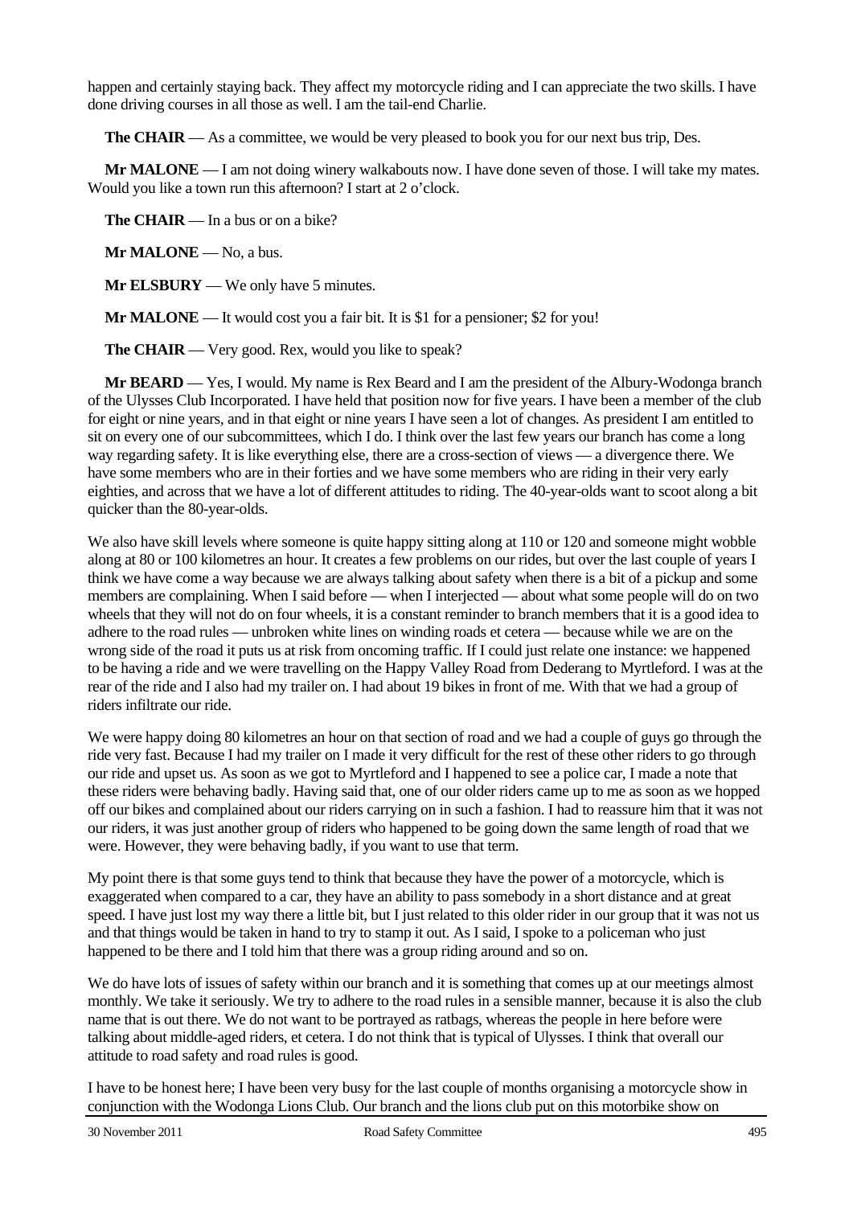happen and certainly staying back. They affect my motorcycle riding and I can appreciate the two skills. I have done driving courses in all those as well. I am the tail-end Charlie.

**The CHAIR** — As a committee, we would be very pleased to book you for our next bus trip, Des.

**Mr MALONE** — I am not doing winery walkabouts now. I have done seven of those. I will take my mates. Would you like a town run this afternoon? I start at 2 o'clock.

**The CHAIR** — In a bus or on a bike?

**Mr MALONE** — No, a bus.

**Mr ELSBURY** — We only have 5 minutes.

**Mr MALONE** — It would cost you a fair bit. It is $1 for a pensioner; $2 for you!

**The CHAIR** — Very good. Rex, would you like to speak?

**Mr BEARD** — Yes, I would. My name is Rex Beard and I am the president of the Albury-Wodonga branch of the Ulysses Club Incorporated. I have held that position now for five years. I have been a member of the club for eight or nine years, and in that eight or nine years I have seen a lot of changes. As president I am entitled to sit on every one of our subcommittees, which I do. I think over the last few years our branch has come a long way regarding safety. It is like everything else, there are a cross-section of views — a divergence there. We have some members who are in their forties and we have some members who are riding in their very early eighties, and across that we have a lot of different attitudes to riding. The 40-year-olds want to scoot along a bit quicker than the 80-year-olds.

We also have skill levels where someone is quite happy sitting along at 110 or 120 and someone might wobble along at 80 or 100 kilometres an hour. It creates a few problems on our rides, but over the last couple of years I think we have come a way because we are always talking about safety when there is a bit of a pickup and some members are complaining. When I said before — when I interjected — about what some people will do on two wheels that they will not do on four wheels, it is a constant reminder to branch members that it is a good idea to adhere to the road rules — unbroken white lines on winding roads et cetera — because while we are on the wrong side of the road it puts us at risk from oncoming traffic. If I could just relate one instance: we happened to be having a ride and we were travelling on the Happy Valley Road from Dederang to Myrtleford. I was at the rear of the ride and I also had my trailer on. I had about 19 bikes in front of me. With that we had a group of riders infiltrate our ride.

We were happy doing 80 kilometres an hour on that section of road and we had a couple of guys go through the ride very fast. Because I had my trailer on I made it very difficult for the rest of these other riders to go through our ride and upset us. As soon as we got to Myrtleford and I happened to see a police car, I made a note that these riders were behaving badly. Having said that, one of our older riders came up to me as soon as we hopped off our bikes and complained about our riders carrying on in such a fashion. I had to reassure him that it was not our riders, it was just another group of riders who happened to be going down the same length of road that we were. However, they were behaving badly, if you want to use that term.

My point there is that some guys tend to think that because they have the power of a motorcycle, which is exaggerated when compared to a car, they have an ability to pass somebody in a short distance and at great speed. I have just lost my way there a little bit, but I just related to this older rider in our group that it was not us and that things would be taken in hand to try to stamp it out. As I said, I spoke to a policeman who just happened to be there and I told him that there was a group riding around and so on.

We do have lots of issues of safety within our branch and it is something that comes up at our meetings almost monthly. We take it seriously. We try to adhere to the road rules in a sensible manner, because it is also the club name that is out there. We do not want to be portrayed as ratbags, whereas the people in here before were talking about middle-aged riders, et cetera. I do not think that is typical of Ulysses. I think that overall our attitude to road safety and road rules is good.

I have to be honest here; I have been very busy for the last couple of months organising a motorcycle show in conjunction with the Wodonga Lions Club. Our branch and the lions club put on this motorbike show on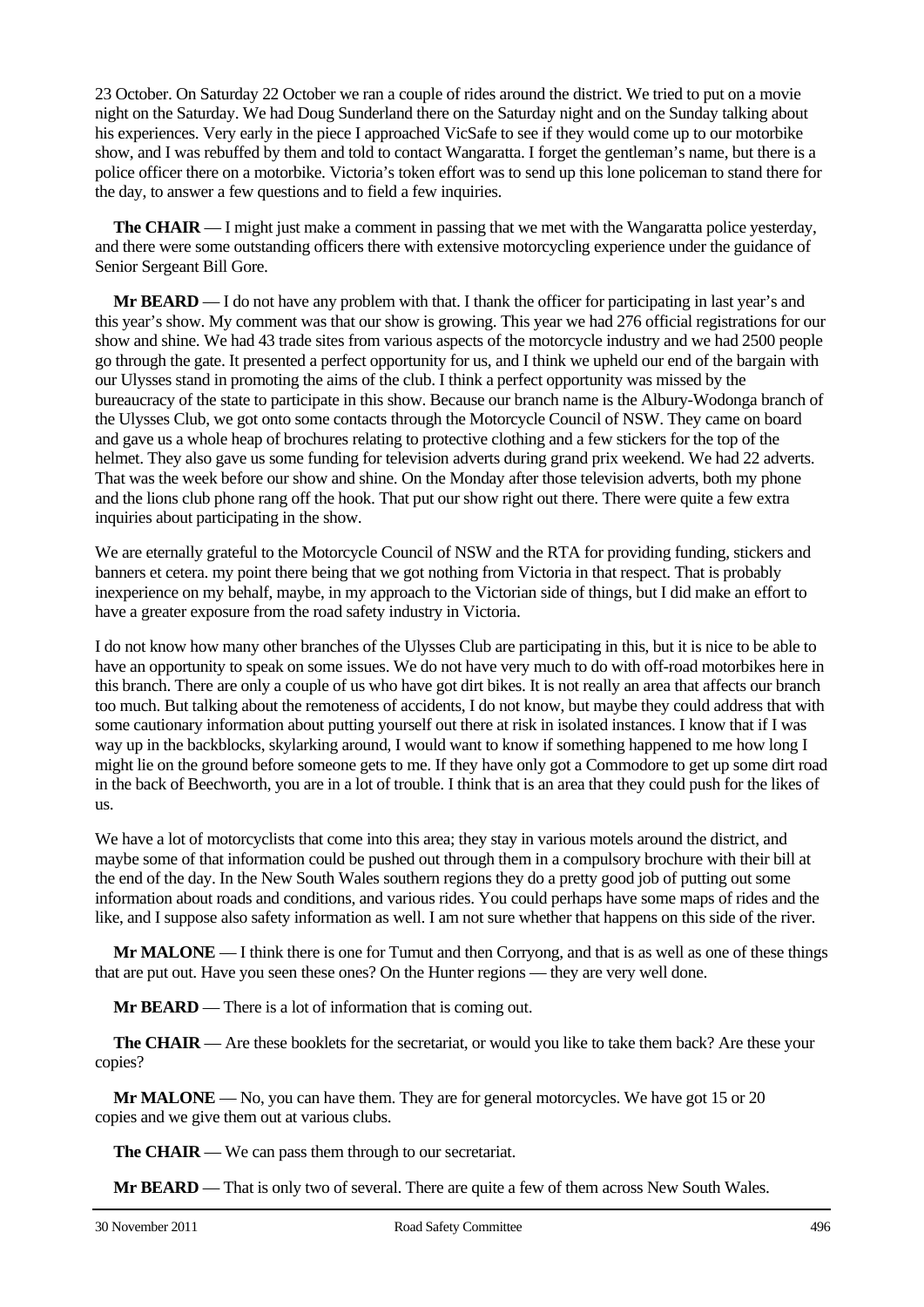23 October. On Saturday 22 October we ran a couple of rides around the district. We tried to put on a movie night on the Saturday. We had Doug Sunderland there on the Saturday night and on the Sunday talking about his experiences. Very early in the piece I approached VicSafe to see if they would come up to our motorbike show, and I was rebuffed by them and told to contact Wangaratta. I forget the gentleman's name, but there is a police officer there on a motorbike. Victoria's token effort was to send up this lone policeman to stand there for the day, to answer a few questions and to field a few inquiries.

**The CHAIR** — I might just make a comment in passing that we met with the Wangaratta police yesterday, and there were some outstanding officers there with extensive motorcycling experience under the guidance of Senior Sergeant Bill Gore.

**Mr BEARD** — I do not have any problem with that. I thank the officer for participating in last year's and this year's show. My comment was that our show is growing. This year we had 276 official registrations for our show and shine. We had 43 trade sites from various aspects of the motorcycle industry and we had 2500 people go through the gate. It presented a perfect opportunity for us, and I think we upheld our end of the bargain with our Ulysses stand in promoting the aims of the club. I think a perfect opportunity was missed by the bureaucracy of the state to participate in this show. Because our branch name is the Albury-Wodonga branch of the Ulysses Club, we got onto some contacts through the Motorcycle Council of NSW. They came on board and gave us a whole heap of brochures relating to protective clothing and a few stickers for the top of the helmet. They also gave us some funding for television adverts during grand prix weekend. We had 22 adverts. That was the week before our show and shine. On the Monday after those television adverts, both my phone and the lions club phone rang off the hook. That put our show right out there. There were quite a few extra inquiries about participating in the show.

We are eternally grateful to the Motorcycle Council of NSW and the RTA for providing funding, stickers and banners et cetera. my point there being that we got nothing from Victoria in that respect. That is probably inexperience on my behalf, maybe, in my approach to the Victorian side of things, but I did make an effort to have a greater exposure from the road safety industry in Victoria.

I do not know how many other branches of the Ulysses Club are participating in this, but it is nice to be able to have an opportunity to speak on some issues. We do not have very much to do with off-road motorbikes here in this branch. There are only a couple of us who have got dirt bikes. It is not really an area that affects our branch too much. But talking about the remoteness of accidents, I do not know, but maybe they could address that with some cautionary information about putting yourself out there at risk in isolated instances. I know that if I was way up in the backblocks, skylarking around, I would want to know if something happened to me how long I might lie on the ground before someone gets to me. If they have only got a Commodore to get up some dirt road in the back of Beechworth, you are in a lot of trouble. I think that is an area that they could push for the likes of us.

We have a lot of motorcyclists that come into this area; they stay in various motels around the district, and maybe some of that information could be pushed out through them in a compulsory brochure with their bill at the end of the day. In the New South Wales southern regions they do a pretty good job of putting out some information about roads and conditions, and various rides. You could perhaps have some maps of rides and the like, and I suppose also safety information as well. I am not sure whether that happens on this side of the river.

**Mr MALONE** — I think there is one for Tumut and then Corryong, and that is as well as one of these things that are put out. Have you seen these ones? On the Hunter regions — they are very well done.

**Mr BEARD** — There is a lot of information that is coming out.

**The CHAIR** — Are these booklets for the secretariat, or would you like to take them back? Are these your copies?

**Mr MALONE** — No, you can have them. They are for general motorcycles. We have got 15 or 20 copies and we give them out at various clubs.

**The CHAIR** — We can pass them through to our secretariat.

**Mr BEARD** — That is only two of several. There are quite a few of them across New South Wales.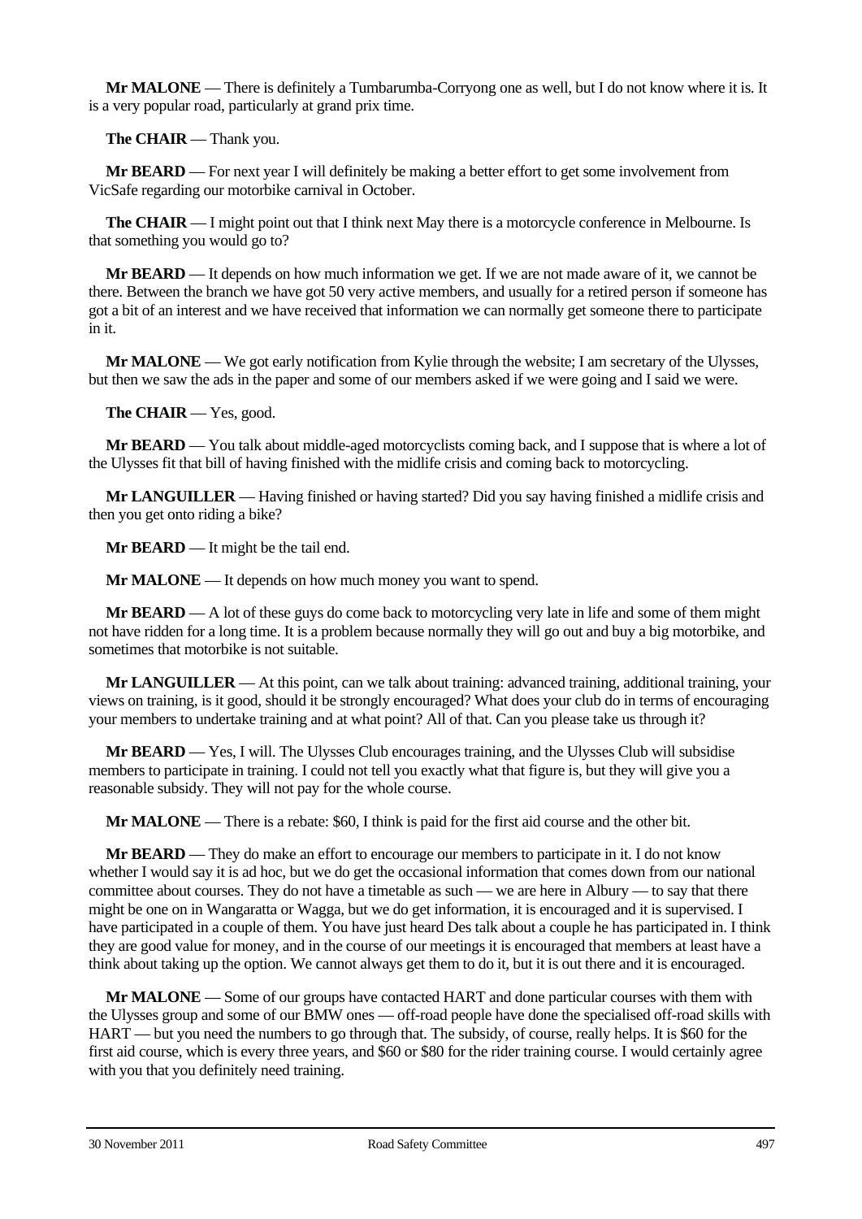**Mr MALONE** — There is definitely a Tumbarumba-Corryong one as well, but I do not know where it is. It is a very popular road, particularly at grand prix time.

**The CHAIR** — Thank you.

**Mr BEARD** — For next year I will definitely be making a better effort to get some involvement from VicSafe regarding our motorbike carnival in October.

**The CHAIR** — I might point out that I think next May there is a motorcycle conference in Melbourne. Is that something you would go to?

**Mr BEARD** — It depends on how much information we get. If we are not made aware of it, we cannot be there. Between the branch we have got 50 very active members, and usually for a retired person if someone has got a bit of an interest and we have received that information we can normally get someone there to participate in it.

**Mr MALONE** — We got early notification from Kylie through the website; I am secretary of the Ulysses, but then we saw the ads in the paper and some of our members asked if we were going and I said we were.

**The CHAIR** — Yes, good.

**Mr BEARD** — You talk about middle-aged motorcyclists coming back, and I suppose that is where a lot of the Ulysses fit that bill of having finished with the midlife crisis and coming back to motorcycling.

**Mr LANGUILLER** — Having finished or having started? Did you say having finished a midlife crisis and then you get onto riding a bike?

**Mr BEARD** — It might be the tail end.

**Mr MALONE** — It depends on how much money you want to spend.

**Mr BEARD** — A lot of these guys do come back to motorcycling very late in life and some of them might not have ridden for a long time. It is a problem because normally they will go out and buy a big motorbike, and sometimes that motorbike is not suitable.

**Mr LANGUILLER** — At this point, can we talk about training: advanced training, additional training, your views on training, is it good, should it be strongly encouraged? What does your club do in terms of encouraging your members to undertake training and at what point? All of that. Can you please take us through it?

**Mr BEARD** — Yes, I will. The Ulysses Club encourages training, and the Ulysses Club will subsidise members to participate in training. I could not tell you exactly what that figure is, but they will give you a reasonable subsidy. They will not pay for the whole course.

**Mr MALONE** — There is a rebate: $60, I think is paid for the first aid course and the other bit.

**Mr BEARD** — They do make an effort to encourage our members to participate in it. I do not know whether I would say it is ad hoc, but we do get the occasional information that comes down from our national committee about courses. They do not have a timetable as such — we are here in Albury — to say that there might be one on in Wangaratta or Wagga, but we do get information, it is encouraged and it is supervised. I have participated in a couple of them. You have just heard Des talk about a couple he has participated in. I think they are good value for money, and in the course of our meetings it is encouraged that members at least have a think about taking up the option. We cannot always get them to do it, but it is out there and it is encouraged.

**Mr MALONE** — Some of our groups have contacted HART and done particular courses with them with the Ulysses group and some of our BMW ones — off-road people have done the specialised off-road skills with HART — but you need the numbers to go through that. The subsidy, of course, really helps. It is $60 for the first aid course, which is every three years, and $60 or $80 for the rider training course. I would certainly agree with you that you definitely need training.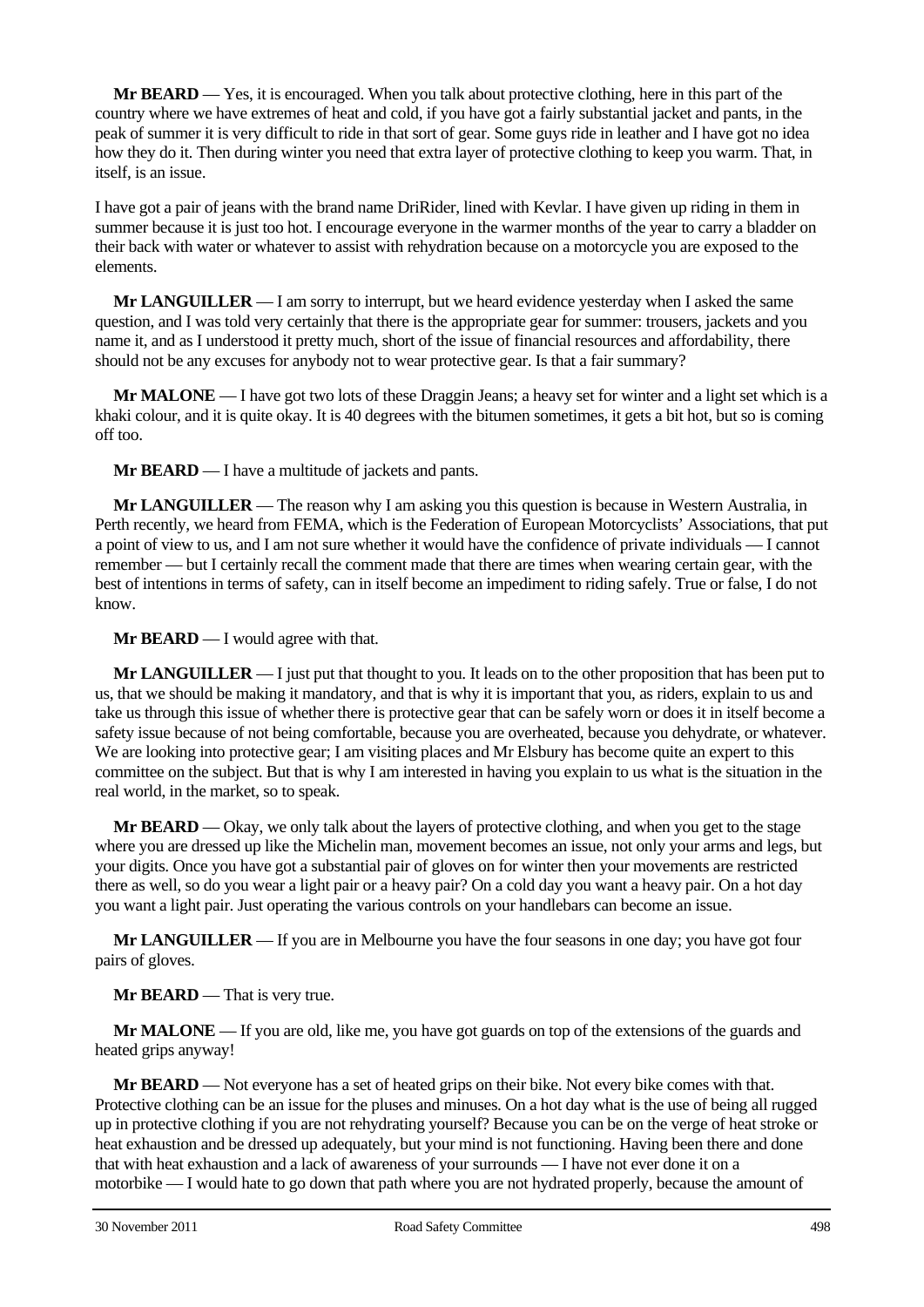**Mr BEARD** — Yes, it is encouraged. When you talk about protective clothing, here in this part of the country where we have extremes of heat and cold, if you have got a fairly substantial jacket and pants, in the peak of summer it is very difficult to ride in that sort of gear. Some guys ride in leather and I have got no idea how they do it. Then during winter you need that extra layer of protective clothing to keep you warm. That, in itself, is an issue.

I have got a pair of jeans with the brand name DriRider, lined with Kevlar. I have given up riding in them in summer because it is just too hot. I encourage everyone in the warmer months of the year to carry a bladder on their back with water or whatever to assist with rehydration because on a motorcycle you are exposed to the elements.

**Mr LANGUILLER** — I am sorry to interrupt, but we heard evidence yesterday when I asked the same question, and I was told very certainly that there is the appropriate gear for summer: trousers, jackets and you name it, and as I understood it pretty much, short of the issue of financial resources and affordability, there should not be any excuses for anybody not to wear protective gear. Is that a fair summary?

**Mr MALONE** — I have got two lots of these Draggin Jeans; a heavy set for winter and a light set which is a khaki colour, and it is quite okay. It is 40 degrees with the bitumen sometimes, it gets a bit hot, but so is coming off too.

**Mr BEARD** — I have a multitude of jackets and pants.

**Mr LANGUILLER** — The reason why I am asking you this question is because in Western Australia, in Perth recently, we heard from FEMA, which is the Federation of European Motorcyclists' Associations, that put a point of view to us, and I am not sure whether it would have the confidence of private individuals — I cannot remember — but I certainly recall the comment made that there are times when wearing certain gear, with the best of intentions in terms of safety, can in itself become an impediment to riding safely. True or false, I do not know.

**Mr BEARD** — I would agree with that.

**Mr LANGUILLER** — I just put that thought to you. It leads on to the other proposition that has been put to us, that we should be making it mandatory, and that is why it is important that you, as riders, explain to us and take us through this issue of whether there is protective gear that can be safely worn or does it in itself become a safety issue because of not being comfortable, because you are overheated, because you dehydrate, or whatever. We are looking into protective gear; I am visiting places and Mr Elsbury has become quite an expert to this committee on the subject. But that is why I am interested in having you explain to us what is the situation in the real world, in the market, so to speak.

**Mr BEARD** — Okay, we only talk about the layers of protective clothing, and when you get to the stage where you are dressed up like the Michelin man, movement becomes an issue, not only your arms and legs, but your digits. Once you have got a substantial pair of gloves on for winter then your movements are restricted there as well, so do you wear a light pair or a heavy pair? On a cold day you want a heavy pair. On a hot day you want a light pair. Just operating the various controls on your handlebars can become an issue.

**Mr LANGUILLER** — If you are in Melbourne you have the four seasons in one day; you have got four pairs of gloves.

**Mr BEARD** — That is very true.

**Mr MALONE** — If you are old, like me, you have got guards on top of the extensions of the guards and heated grips anyway!

**Mr BEARD** — Not everyone has a set of heated grips on their bike. Not every bike comes with that. Protective clothing can be an issue for the pluses and minuses. On a hot day what is the use of being all rugged up in protective clothing if you are not rehydrating yourself? Because you can be on the verge of heat stroke or heat exhaustion and be dressed up adequately, but your mind is not functioning. Having been there and done that with heat exhaustion and a lack of awareness of your surrounds — I have not ever done it on a motorbike — I would hate to go down that path where you are not hydrated properly, because the amount of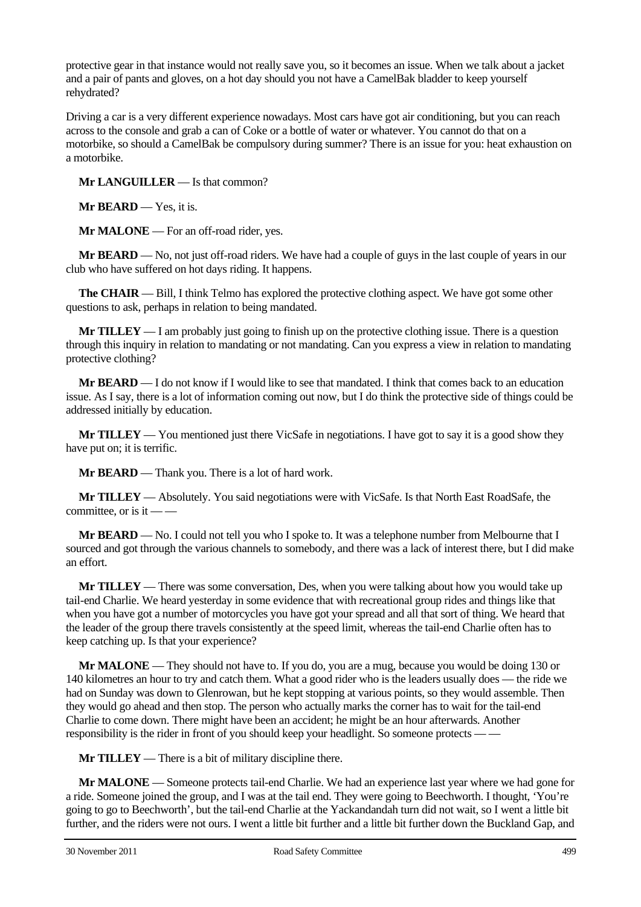protective gear in that instance would not really save you, so it becomes an issue. When we talk about a jacket and a pair of pants and gloves, on a hot day should you not have a CamelBak bladder to keep yourself rehydrated?

Driving a car is a very different experience nowadays. Most cars have got air conditioning, but you can reach across to the console and grab a can of Coke or a bottle of water or whatever. You cannot do that on a motorbike, so should a CamelBak be compulsory during summer? There is an issue for you: heat exhaustion on a motorbike.

**Mr LANGUILLER** — Is that common?

**Mr BEARD** — Yes, it is.

**Mr MALONE** — For an off-road rider, yes.

**Mr BEARD** — No, not just off-road riders. We have had a couple of guys in the last couple of years in our club who have suffered on hot days riding. It happens.

**The CHAIR** — Bill, I think Telmo has explored the protective clothing aspect. We have got some other questions to ask, perhaps in relation to being mandated.

**Mr TILLEY** — I am probably just going to finish up on the protective clothing issue. There is a question through this inquiry in relation to mandating or not mandating. Can you express a view in relation to mandating protective clothing?

**Mr BEARD** — I do not know if I would like to see that mandated. I think that comes back to an education issue. As I say, there is a lot of information coming out now, but I do think the protective side of things could be addressed initially by education.

**Mr TILLEY** — You mentioned just there VicSafe in negotiations. I have got to say it is a good show they have put on; it is terrific.

**Mr BEARD** — Thank you. There is a lot of hard work.

**Mr TILLEY** — Absolutely. You said negotiations were with VicSafe. Is that North East RoadSafe, the committee, or is it — —

**Mr BEARD** — No. I could not tell you who I spoke to. It was a telephone number from Melbourne that I sourced and got through the various channels to somebody, and there was a lack of interest there, but I did make an effort.

**Mr TILLEY** — There was some conversation, Des, when you were talking about how you would take up tail-end Charlie. We heard yesterday in some evidence that with recreational group rides and things like that when you have got a number of motorcycles you have got your spread and all that sort of thing. We heard that the leader of the group there travels consistently at the speed limit, whereas the tail-end Charlie often has to keep catching up. Is that your experience?

**Mr MALONE** — They should not have to. If you do, you are a mug, because you would be doing 130 or 140 kilometres an hour to try and catch them. What a good rider who is the leaders usually does — the ride we had on Sunday was down to Glenrowan, but he kept stopping at various points, so they would assemble. Then they would go ahead and then stop. The person who actually marks the corner has to wait for the tail-end Charlie to come down. There might have been an accident; he might be an hour afterwards. Another responsibility is the rider in front of you should keep your headlight. So someone protects — —

**Mr TILLEY** — There is a bit of military discipline there.

**Mr MALONE** — Someone protects tail-end Charlie. We had an experience last year where we had gone for a ride. Someone joined the group, and I was at the tail end. They were going to Beechworth. I thought, 'You're going to go to Beechworth', but the tail-end Charlie at the Yackandandah turn did not wait, so I went a little bit further, and the riders were not ours. I went a little bit further and a little bit further down the Buckland Gap, and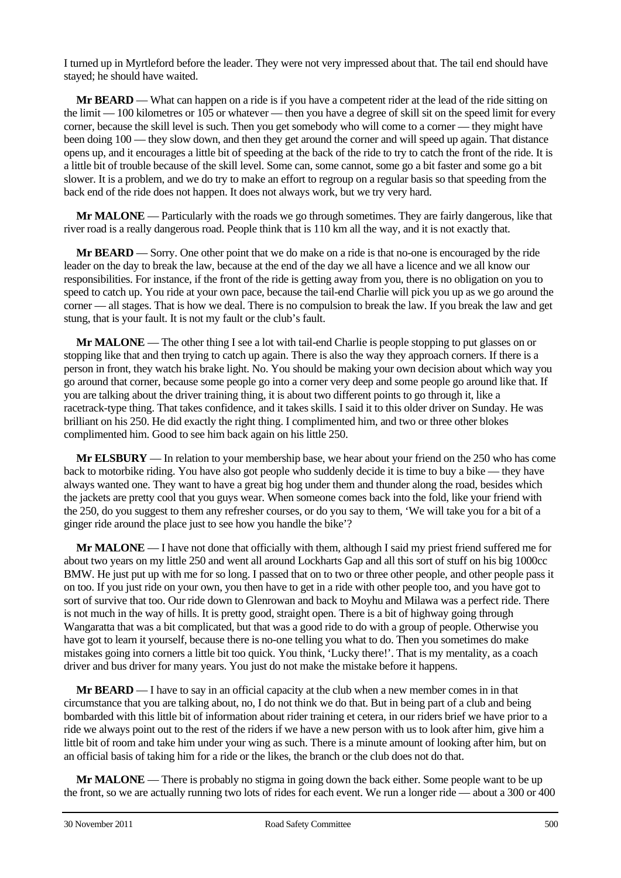I turned up in Myrtleford before the leader. They were not very impressed about that. The tail end should have stayed; he should have waited.

**Mr BEARD** — What can happen on a ride is if you have a competent rider at the lead of the ride sitting on the limit — 100 kilometres or 105 or whatever — then you have a degree of skill sit on the speed limit for every corner, because the skill level is such. Then you get somebody who will come to a corner — they might have been doing 100 — they slow down, and then they get around the corner and will speed up again. That distance opens up, and it encourages a little bit of speeding at the back of the ride to try to catch the front of the ride. It is a little bit of trouble because of the skill level. Some can, some cannot, some go a bit faster and some go a bit slower. It is a problem, and we do try to make an effort to regroup on a regular basis so that speeding from the back end of the ride does not happen. It does not always work, but we try very hard.

**Mr MALONE** — Particularly with the roads we go through sometimes. They are fairly dangerous, like that river road is a really dangerous road. People think that is 110 km all the way, and it is not exactly that.

**Mr BEARD** — Sorry. One other point that we do make on a ride is that no-one is encouraged by the ride leader on the day to break the law, because at the end of the day we all have a licence and we all know our responsibilities. For instance, if the front of the ride is getting away from you, there is no obligation on you to speed to catch up. You ride at your own pace, because the tail-end Charlie will pick you up as we go around the corner — all stages. That is how we deal. There is no compulsion to break the law. If you break the law and get stung, that is your fault. It is not my fault or the club's fault.

**Mr MALONE** — The other thing I see a lot with tail-end Charlie is people stopping to put glasses on or stopping like that and then trying to catch up again. There is also the way they approach corners. If there is a person in front, they watch his brake light. No. You should be making your own decision about which way you go around that corner, because some people go into a corner very deep and some people go around like that. If you are talking about the driver training thing, it is about two different points to go through it, like a racetrack-type thing. That takes confidence, and it takes skills. I said it to this older driver on Sunday. He was brilliant on his 250. He did exactly the right thing. I complimented him, and two or three other blokes complimented him. Good to see him back again on his little 250.

**Mr ELSBURY** — In relation to your membership base, we hear about your friend on the 250 who has come back to motorbike riding. You have also got people who suddenly decide it is time to buy a bike — they have always wanted one. They want to have a great big hog under them and thunder along the road, besides which the jackets are pretty cool that you guys wear. When someone comes back into the fold, like your friend with the 250, do you suggest to them any refresher courses, or do you say to them, 'We will take you for a bit of a ginger ride around the place just to see how you handle the bike'?

**Mr MALONE** — I have not done that officially with them, although I said my priest friend suffered me for about two years on my little 250 and went all around Lockharts Gap and all this sort of stuff on his big 1000cc BMW. He just put up with me for so long. I passed that on to two or three other people, and other people pass it on too. If you just ride on your own, you then have to get in a ride with other people too, and you have got to sort of survive that too. Our ride down to Glenrowan and back to Moyhu and Milawa was a perfect ride. There is not much in the way of hills. It is pretty good, straight open. There is a bit of highway going through Wangaratta that was a bit complicated, but that was a good ride to do with a group of people. Otherwise you have got to learn it yourself, because there is no-one telling you what to do. Then you sometimes do make mistakes going into corners a little bit too quick. You think, 'Lucky there!'. That is my mentality, as a coach driver and bus driver for many years. You just do not make the mistake before it happens.

**Mr BEARD** — I have to say in an official capacity at the club when a new member comes in in that circumstance that you are talking about, no, I do not think we do that. But in being part of a club and being bombarded with this little bit of information about rider training et cetera, in our riders brief we have prior to a ride we always point out to the rest of the riders if we have a new person with us to look after him, give him a little bit of room and take him under your wing as such. There is a minute amount of looking after him, but on an official basis of taking him for a ride or the likes, the branch or the club does not do that.

**Mr MALONE** — There is probably no stigma in going down the back either. Some people want to be up the front, so we are actually running two lots of rides for each event. We run a longer ride — about a 300 or 400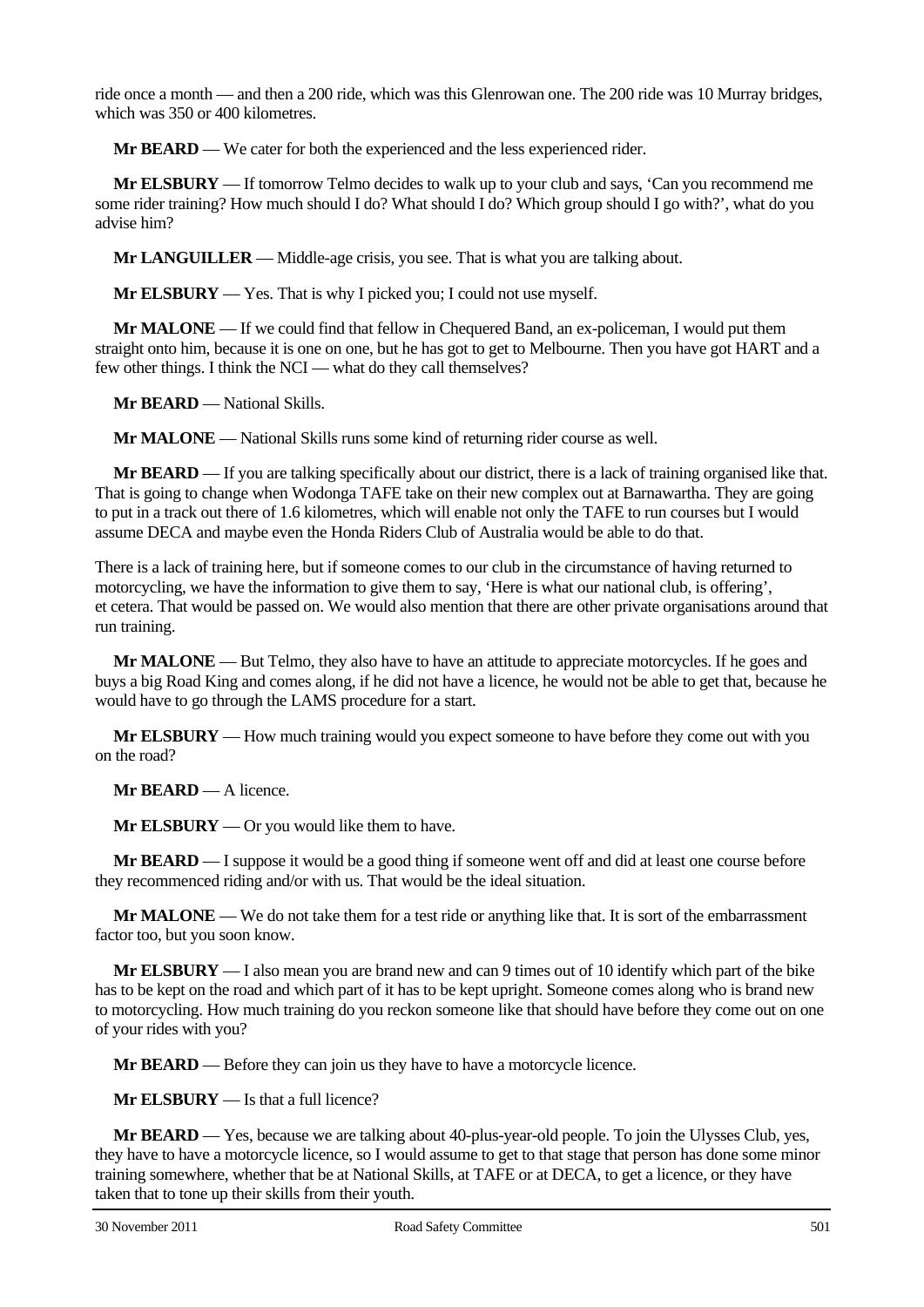ride once a month — and then a 200 ride, which was this Glenrowan one. The 200 ride was 10 Murray bridges, which was 350 or 400 kilometres.

**Mr BEARD** — We cater for both the experienced and the less experienced rider.

**Mr ELSBURY** — If tomorrow Telmo decides to walk up to your club and says, 'Can you recommend me some rider training? How much should I do? What should I do? Which group should I go with?', what do you advise him?

**Mr LANGUILLER** — Middle-age crisis, you see. That is what you are talking about.

**Mr ELSBURY** — Yes. That is why I picked you; I could not use myself.

**Mr MALONE** — If we could find that fellow in Chequered Band, an ex-policeman, I would put them straight onto him, because it is one on one, but he has got to get to Melbourne. Then you have got HART and a few other things. I think the NCI — what do they call themselves?

**Mr BEARD** — National Skills.

**Mr MALONE** — National Skills runs some kind of returning rider course as well.

**Mr BEARD** — If you are talking specifically about our district, there is a lack of training organised like that. That is going to change when Wodonga TAFE take on their new complex out at Barnawartha. They are going to put in a track out there of 1.6 kilometres, which will enable not only the TAFE to run courses but I would assume DECA and maybe even the Honda Riders Club of Australia would be able to do that.

There is a lack of training here, but if someone comes to our club in the circumstance of having returned to motorcycling, we have the information to give them to say, 'Here is what our national club, is offering', et cetera. That would be passed on. We would also mention that there are other private organisations around that run training.

**Mr MALONE** — But Telmo, they also have to have an attitude to appreciate motorcycles. If he goes and buys a big Road King and comes along, if he did not have a licence, he would not be able to get that, because he would have to go through the LAMS procedure for a start.

**Mr ELSBURY** — How much training would you expect someone to have before they come out with you on the road?

**Mr BEARD** — A licence.

**Mr ELSBURY** — Or you would like them to have.

**Mr BEARD** — I suppose it would be a good thing if someone went off and did at least one course before they recommenced riding and/or with us. That would be the ideal situation.

**Mr MALONE** — We do not take them for a test ride or anything like that. It is sort of the embarrassment factor too, but you soon know.

**Mr ELSBURY** — I also mean you are brand new and can 9 times out of 10 identify which part of the bike has to be kept on the road and which part of it has to be kept upright. Someone comes along who is brand new to motorcycling. How much training do you reckon someone like that should have before they come out on one of your rides with you?

**Mr BEARD** — Before they can join us they have to have a motorcycle licence.

**Mr ELSBURY** — Is that a full licence?

**Mr BEARD** — Yes, because we are talking about 40-plus-year-old people. To join the Ulysses Club, yes, they have to have a motorcycle licence, so I would assume to get to that stage that person has done some minor training somewhere, whether that be at National Skills, at TAFE or at DECA, to get a licence, or they have taken that to tone up their skills from their youth.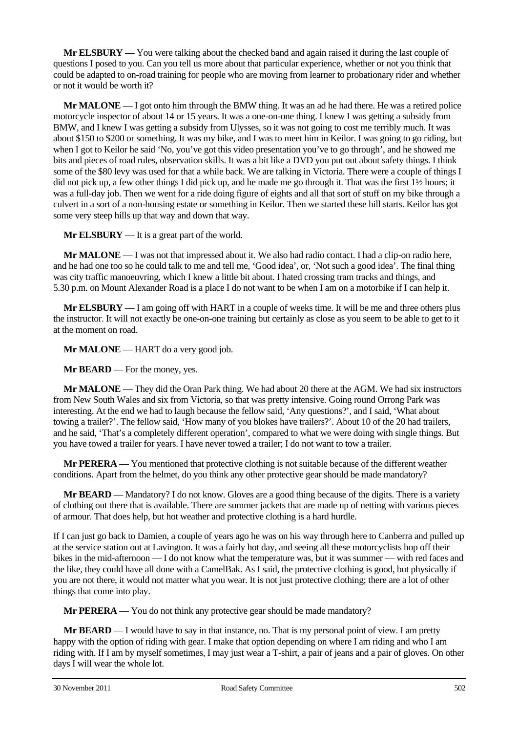**Mr ELSBURY** — You were talking about the checked band and again raised it during the last couple of questions I posed to you. Can you tell us more about that particular experience, whether or not you think that could be adapted to on-road training for people who are moving from learner to probationary rider and whether or not it would be worth it?

**Mr MALONE** — I got onto him through the BMW thing. It was an ad he had there. He was a retired police motorcycle inspector of about 14 or 15 years. It was a one-on-one thing. I knew I was getting a subsidy from BMW, and I knew I was getting a subsidy from Ulysses, so it was not going to cost me terribly much. It was about $150 to $200 or something. It was my bike, and I was to meet him in Keilor. I was going to go riding, but when I got to Keilor he said 'No, you've got this video presentation you've to go through', and he showed me bits and pieces of road rules, observation skills. It was a bit like a DVD you put out about safety things. I think some of the $80 levy was used for that a while back. We are talking in Victoria. There were a couple of things I did not pick up, a few other things I did pick up, and he made me go through it. That was the first 1½ hours; it was a full-day job. Then we went for a ride doing figure of eights and all that sort of stuff on my bike through a culvert in a sort of a non-housing estate or something in Keilor. Then we started these hill starts. Keilor has got some very steep hills up that way and down that way.

**Mr ELSBURY** — It is a great part of the world.

**Mr MALONE** — I was not that impressed about it. We also had radio contact. I had a clip-on radio here, and he had one too so he could talk to me and tell me, 'Good idea', or, 'Not such a good idea'. The final thing was city traffic manoeuvring, which I knew a little bit about. I hated crossing tram tracks and things, and 5.30 p.m. on Mount Alexander Road is a place I do not want to be when I am on a motorbike if I can help it.

**Mr ELSBURY** — I am going off with HART in a couple of weeks time. It will be me and three others plus the instructor. It will not exactly be one-on-one training but certainly as close as you seem to be able to get to it at the moment on road.

**Mr MALONE** — HART do a very good job.

**Mr BEARD** — For the money, yes.

**Mr MALONE** — They did the Oran Park thing. We had about 20 there at the AGM. We had six instructors from New South Wales and six from Victoria, so that was pretty intensive. Going round Orrong Park was interesting. At the end we had to laugh because the fellow said, 'Any questions?', and I said, 'What about towing a trailer?'. The fellow said, 'How many of you blokes have trailers?'. About 10 of the 20 had trailers, and he said, 'That's a completely different operation', compared to what we were doing with single things. But you have towed a trailer for years. I have never towed a trailer; I do not want to tow a trailer.

**Mr PERERA** — You mentioned that protective clothing is not suitable because of the different weather conditions. Apart from the helmet, do you think any other protective gear should be made mandatory?

**Mr BEARD** — Mandatory? I do not know. Gloves are a good thing because of the digits. There is a variety of clothing out there that is available. There are summer jackets that are made up of netting with various pieces of armour. That does help, but hot weather and protective clothing is a hard hurdle.

If I can just go back to Damien, a couple of years ago he was on his way through here to Canberra and pulled up at the service station out at Lavington. It was a fairly hot day, and seeing all these motorcyclists hop off their bikes in the mid-afternoon — I do not know what the temperature was, but it was summer — with red faces and the like, they could have all done with a CamelBak. As I said, the protective clothing is good, but physically if you are not there, it would not matter what you wear. It is not just protective clothing; there are a lot of other things that come into play.

**Mr PERERA** — You do not think any protective gear should be made mandatory?

**Mr BEARD** — I would have to say in that instance, no. That is my personal point of view. I am pretty happy with the option of riding with gear. I make that option depending on where I am riding and who I am riding with. If I am by myself sometimes, I may just wear a T-shirt, a pair of jeans and a pair of gloves. On other days I will wear the whole lot.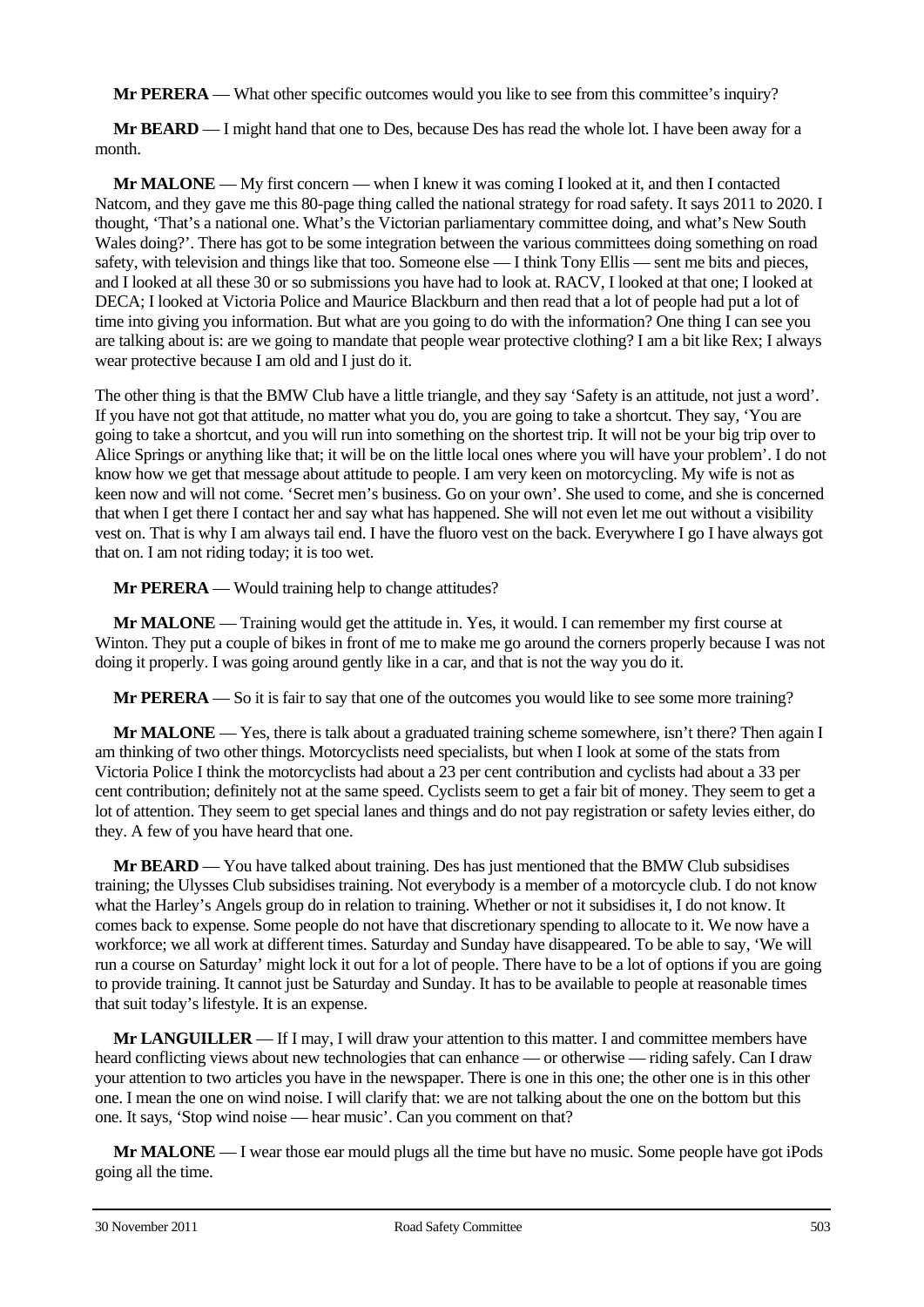**Mr PERERA** — What other specific outcomes would you like to see from this committee's inquiry?

**Mr BEARD** — I might hand that one to Des, because Des has read the whole lot. I have been away for a month.

**Mr MALONE** — My first concern — when I knew it was coming I looked at it, and then I contacted Natcom, and they gave me this 80-page thing called the national strategy for road safety. It says 2011 to 2020. I thought, 'That's a national one. What's the Victorian parliamentary committee doing, and what's New South Wales doing?'. There has got to be some integration between the various committees doing something on road safety, with television and things like that too. Someone else — I think Tony Ellis — sent me bits and pieces, and I looked at all these 30 or so submissions you have had to look at. RACV, I looked at that one; I looked at DECA; I looked at Victoria Police and Maurice Blackburn and then read that a lot of people had put a lot of time into giving you information. But what are you going to do with the information? One thing I can see you are talking about is: are we going to mandate that people wear protective clothing? I am a bit like Rex; I always wear protective because I am old and I just do it.

The other thing is that the BMW Club have a little triangle, and they say 'Safety is an attitude, not just a word'. If you have not got that attitude, no matter what you do, you are going to take a shortcut. They say, 'You are going to take a shortcut, and you will run into something on the shortest trip. It will not be your big trip over to Alice Springs or anything like that; it will be on the little local ones where you will have your problem'. I do not know how we get that message about attitude to people. I am very keen on motorcycling. My wife is not as keen now and will not come. 'Secret men's business. Go on your own'. She used to come, and she is concerned that when I get there I contact her and say what has happened. She will not even let me out without a visibility vest on. That is why I am always tail end. I have the fluoro vest on the back. Everywhere I go I have always got that on. I am not riding today; it is too wet.

**Mr PERERA** — Would training help to change attitudes?

**Mr MALONE** — Training would get the attitude in. Yes, it would. I can remember my first course at Winton. They put a couple of bikes in front of me to make me go around the corners properly because I was not doing it properly. I was going around gently like in a car, and that is not the way you do it.

**Mr PERERA** — So it is fair to say that one of the outcomes you would like to see some more training?

**Mr MALONE** — Yes, there is talk about a graduated training scheme somewhere, isn't there? Then again I am thinking of two other things. Motorcyclists need specialists, but when I look at some of the stats from Victoria Police I think the motorcyclists had about a 23 per cent contribution and cyclists had about a 33 per cent contribution; definitely not at the same speed. Cyclists seem to get a fair bit of money. They seem to get a lot of attention. They seem to get special lanes and things and do not pay registration or safety levies either, do they. A few of you have heard that one.

**Mr BEARD** — You have talked about training. Des has just mentioned that the BMW Club subsidises training; the Ulysses Club subsidises training. Not everybody is a member of a motorcycle club. I do not know what the Harley's Angels group do in relation to training. Whether or not it subsidises it, I do not know. It comes back to expense. Some people do not have that discretionary spending to allocate to it. We now have a workforce; we all work at different times. Saturday and Sunday have disappeared. To be able to say, 'We will run a course on Saturday' might lock it out for a lot of people. There have to be a lot of options if you are going to provide training. It cannot just be Saturday and Sunday. It has to be available to people at reasonable times that suit today's lifestyle. It is an expense.

**Mr LANGUILLER** — If I may, I will draw your attention to this matter. I and committee members have heard conflicting views about new technologies that can enhance — or otherwise — riding safely. Can I draw your attention to two articles you have in the newspaper. There is one in this one; the other one is in this other one. I mean the one on wind noise. I will clarify that: we are not talking about the one on the bottom but this one. It says, 'Stop wind noise — hear music'. Can you comment on that?

**Mr MALONE** — I wear those ear mould plugs all the time but have no music. Some people have got iPods going all the time.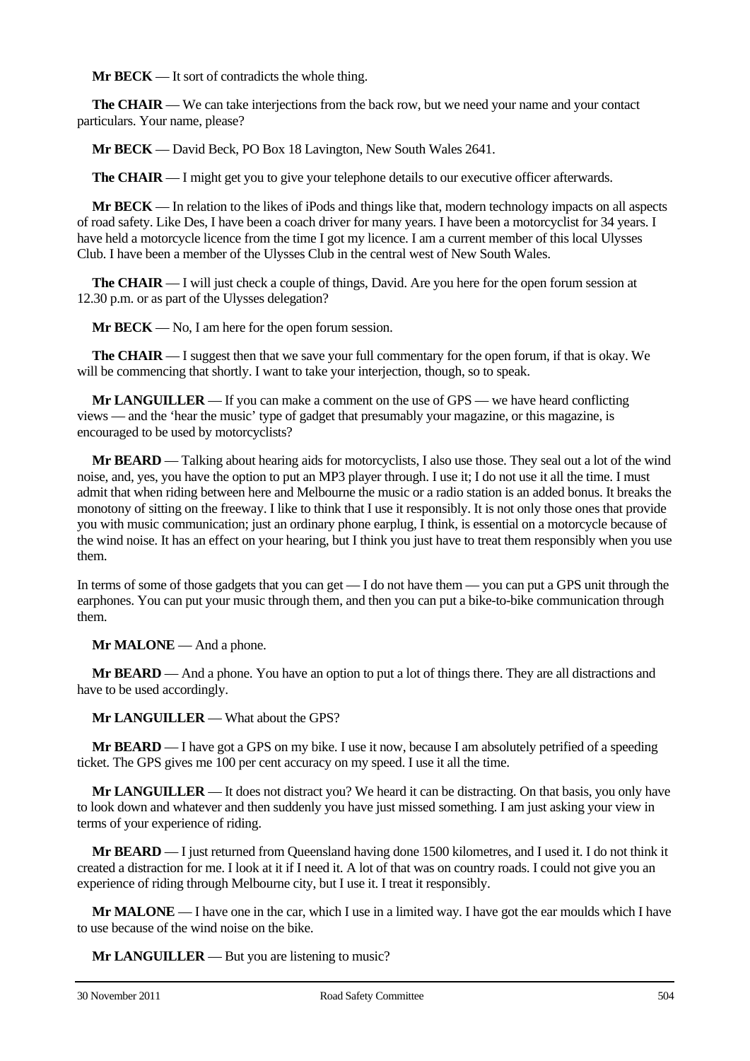**Mr BECK** — It sort of contradicts the whole thing.

**The CHAIR** — We can take interjections from the back row, but we need your name and your contact particulars. Your name, please?

**Mr BECK** — David Beck, PO Box 18 Lavington, New South Wales 2641.

**The CHAIR** — I might get you to give your telephone details to our executive officer afterwards.

**Mr BECK** — In relation to the likes of iPods and things like that, modern technology impacts on all aspects of road safety. Like Des, I have been a coach driver for many years. I have been a motorcyclist for 34 years. I have held a motorcycle licence from the time I got my licence. I am a current member of this local Ulysses Club. I have been a member of the Ulysses Club in the central west of New South Wales.

**The CHAIR** — I will just check a couple of things, David. Are you here for the open forum session at 12.30 p.m. or as part of the Ulysses delegation?

**Mr BECK** — No, I am here for the open forum session.

**The CHAIR** — I suggest then that we save your full commentary for the open forum, if that is okay. We will be commencing that shortly. I want to take your interjection, though, so to speak.

**Mr LANGUILLER** — If you can make a comment on the use of GPS — we have heard conflicting views — and the 'hear the music' type of gadget that presumably your magazine, or this magazine, is encouraged to be used by motorcyclists?

**Mr BEARD** — Talking about hearing aids for motorcyclists, I also use those. They seal out a lot of the wind noise, and, yes, you have the option to put an MP3 player through. I use it; I do not use it all the time. I must admit that when riding between here and Melbourne the music or a radio station is an added bonus. It breaks the monotony of sitting on the freeway. I like to think that I use it responsibly. It is not only those ones that provide you with music communication; just an ordinary phone earplug, I think, is essential on a motorcycle because of the wind noise. It has an effect on your hearing, but I think you just have to treat them responsibly when you use them.

In terms of some of those gadgets that you can get — I do not have them — you can put a GPS unit through the earphones. You can put your music through them, and then you can put a bike-to-bike communication through them.

**Mr MALONE** — And a phone.

**Mr BEARD** — And a phone. You have an option to put a lot of things there. They are all distractions and have to be used accordingly.

**Mr LANGUILLER** — What about the GPS?

**Mr BEARD** — I have got a GPS on my bike. I use it now, because I am absolutely petrified of a speeding ticket. The GPS gives me 100 per cent accuracy on my speed. I use it all the time.

**Mr LANGUILLER** — It does not distract you? We heard it can be distracting. On that basis, you only have to look down and whatever and then suddenly you have just missed something. I am just asking your view in terms of your experience of riding.

**Mr BEARD** — I just returned from Queensland having done 1500 kilometres, and I used it. I do not think it created a distraction for me. I look at it if I need it. A lot of that was on country roads. I could not give you an experience of riding through Melbourne city, but I use it. I treat it responsibly.

**Mr MALONE** — I have one in the car, which I use in a limited way. I have got the ear moulds which I have to use because of the wind noise on the bike.

**Mr LANGUILLER** — But you are listening to music?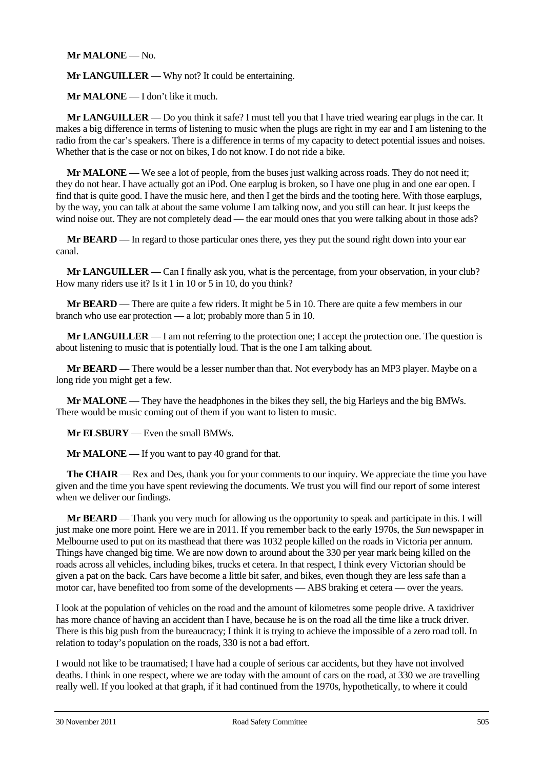**Mr MALONE** — No.

**Mr LANGUILLER** — Why not? It could be entertaining.

**Mr MALONE** — I don't like it much.

**Mr LANGUILLER** — Do you think it safe? I must tell you that I have tried wearing ear plugs in the car. It makes a big difference in terms of listening to music when the plugs are right in my ear and I am listening to the radio from the car's speakers. There is a difference in terms of my capacity to detect potential issues and noises. Whether that is the case or not on bikes, I do not know. I do not ride a bike.

**Mr MALONE** — We see a lot of people, from the buses just walking across roads. They do not need it; they do not hear. I have actually got an iPod. One earplug is broken, so I have one plug in and one ear open. I find that is quite good. I have the music here, and then I get the birds and the tooting here. With those earplugs, by the way, you can talk at about the same volume I am talking now, and you still can hear. It just keeps the wind noise out. They are not completely dead — the ear mould ones that you were talking about in those ads?

**Mr BEARD** — In regard to those particular ones there, yes they put the sound right down into your ear canal.

**Mr LANGUILLER** — Can I finally ask you, what is the percentage, from your observation, in your club? How many riders use it? Is it 1 in 10 or 5 in 10, do you think?

**Mr BEARD** — There are quite a few riders. It might be 5 in 10. There are quite a few members in our branch who use ear protection — a lot; probably more than 5 in 10.

**Mr LANGUILLER** — I am not referring to the protection one; I accept the protection one. The question is about listening to music that is potentially loud. That is the one I am talking about.

**Mr BEARD** — There would be a lesser number than that. Not everybody has an MP3 player. Maybe on a long ride you might get a few.

**Mr MALONE** — They have the headphones in the bikes they sell, the big Harleys and the big BMWs. There would be music coming out of them if you want to listen to music.

**Mr ELSBURY** — Even the small BMWs.

**Mr MALONE** — If you want to pay 40 grand for that.

**The CHAIR** — Rex and Des, thank you for your comments to our inquiry. We appreciate the time you have given and the time you have spent reviewing the documents. We trust you will find our report of some interest when we deliver our findings.

**Mr BEARD** — Thank you very much for allowing us the opportunity to speak and participate in this. I will just make one more point. Here we are in 2011. If you remember back to the early 1970s, the *Sun* newspaper in Melbourne used to put on its masthead that there was 1032 people killed on the roads in Victoria per annum. Things have changed big time. We are now down to around about the 330 per year mark being killed on the roads across all vehicles, including bikes, trucks et cetera. In that respect, I think every Victorian should be given a pat on the back. Cars have become a little bit safer, and bikes, even though they are less safe than a motor car, have benefited too from some of the developments — ABS braking et cetera — over the years.

I look at the population of vehicles on the road and the amount of kilometres some people drive. A taxidriver has more chance of having an accident than I have, because he is on the road all the time like a truck driver. There is this big push from the bureaucracy; I think it is trying to achieve the impossible of a zero road toll. In relation to today's population on the roads, 330 is not a bad effort.

I would not like to be traumatised; I have had a couple of serious car accidents, but they have not involved deaths. I think in one respect, where we are today with the amount of cars on the road, at 330 we are travelling really well. If you looked at that graph, if it had continued from the 1970s, hypothetically, to where it could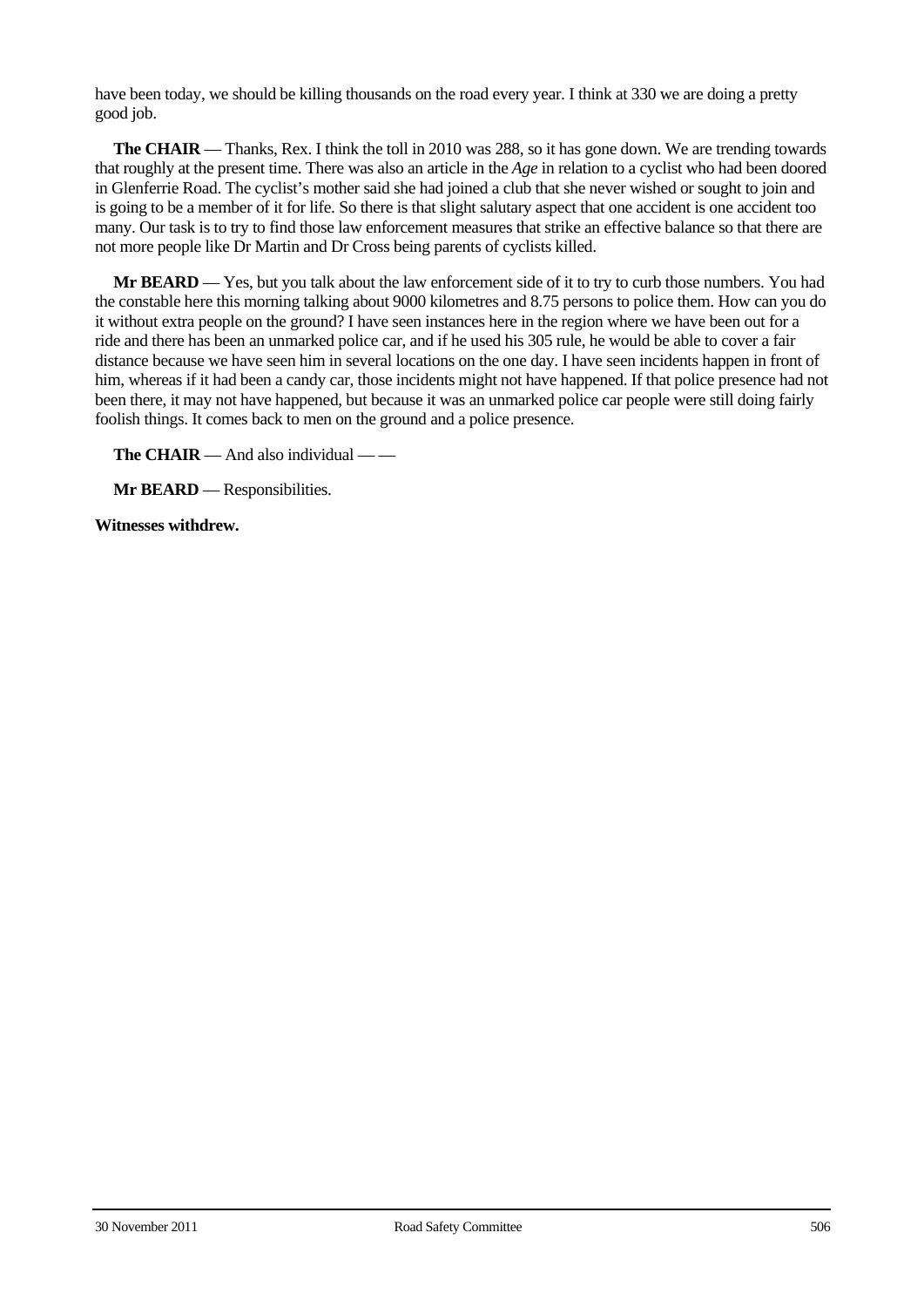have been today, we should be killing thousands on the road every year. I think at 330 we are doing a pretty good job.

**The CHAIR** — Thanks, Rex. I think the toll in 2010 was 288, so it has gone down. We are trending towards that roughly at the present time. There was also an article in the *Age* in relation to a cyclist who had been doored in Glenferrie Road. The cyclist's mother said she had joined a club that she never wished or sought to join and is going to be a member of it for life. So there is that slight salutary aspect that one accident is one accident too many. Our task is to try to find those law enforcement measures that strike an effective balance so that there are not more people like Dr Martin and Dr Cross being parents of cyclists killed.

**Mr BEARD** — Yes, but you talk about the law enforcement side of it to try to curb those numbers. You had the constable here this morning talking about 9000 kilometres and 8.75 persons to police them. How can you do it without extra people on the ground? I have seen instances here in the region where we have been out for a ride and there has been an unmarked police car, and if he used his 305 rule, he would be able to cover a fair distance because we have seen him in several locations on the one day. I have seen incidents happen in front of him, whereas if it had been a candy car, those incidents might not have happened. If that police presence had not been there, it may not have happened, but because it was an unmarked police car people were still doing fairly foolish things. It comes back to men on the ground and a police presence.

**The CHAIR** — And also individual — —

**Mr BEARD** — Responsibilities.

**Witnesses withdrew.**